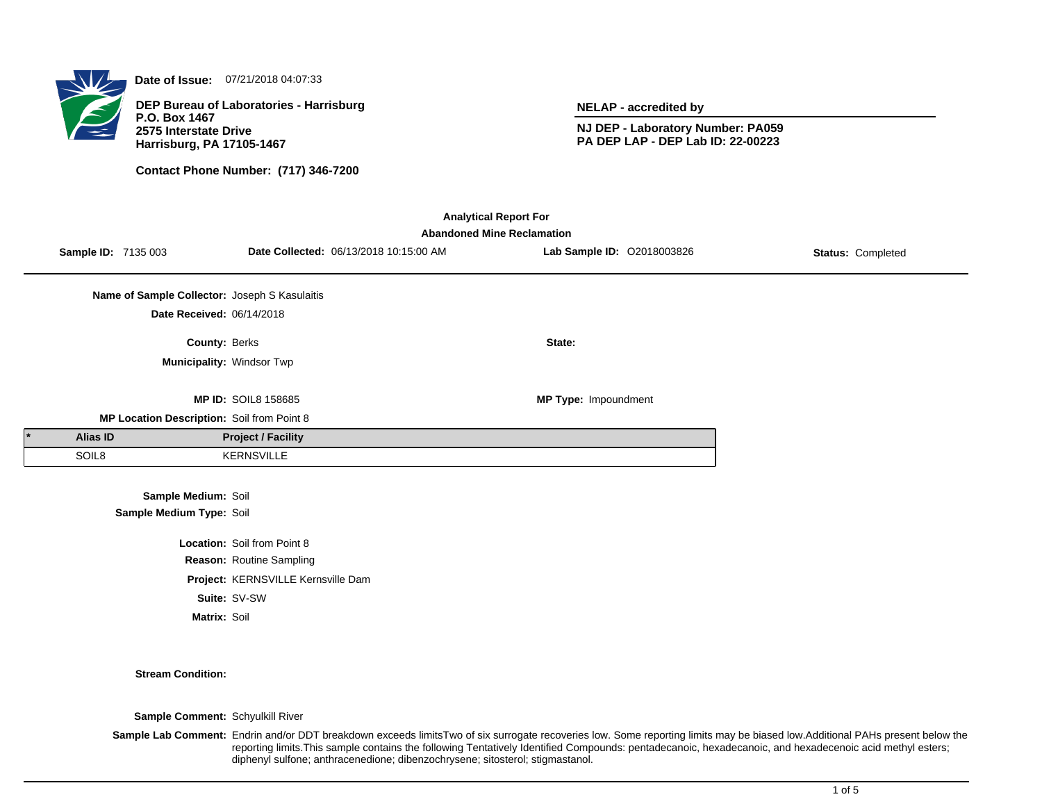**Date of Issue:** 07/21/2018 04:07:33

**DEP Bureau of Laboratories - Harrisburg**
**P.O. Box 1467**
**2575 Interstate Drive**
**Harrisburg, PA 17105-1467**

**Contact Phone Number: (717) 346-7200**

**NELAP - accredited by**

**NJ DEP - Laboratory Number: PA059**
**PA DEP LAP - DEP Lab ID: 22-00223**

## Analytical Report For
## Abandoned Mine Reclamation

**Sample ID:** 7135 003 **Date Collected:** 06/13/2018 10:15:00 AM **Lab Sample ID:** O2018003826 **Status:** Completed

**Name of Sample Collector:** Joseph S Kasulaitis

**Date Received:** 06/14/2018

**County:** Berks **State:**

**Municipality:** Windsor Twp

**MP ID:** SOIL8 158685 **MP Type:** Impoundment

**MP Location Description:** Soil from Point 8

| * | Alias ID | Project / Facility |
|---|---|---|
| | SOIL8 | KERNSVILLE |

**Sample Medium:** Soil

**Sample Medium Type:** Soil

**Location:** Soil from Point 8

**Reason:** Routine Sampling

**Project:** KERNSVILLE Kernsville Dam

**Suite:** SV-SW

**Matrix:** Soil

**Stream Condition:**

**Sample Comment:** Schyulkill River

**Sample Lab Comment:** Endrin and/or DDT breakdown exceeds limitsTwo of six surrogate recoveries low. Some reporting limits may be biased low.Additional PAHs present below the reporting limits.This sample contains the following Tentatively Identified Compounds: pentadecanoic, hexadecanoic, and hexadecenoic acid methyl esters; diphenyl sulfone; anthracenedione; dibenzochrysene; sitosterol; stigmastanol.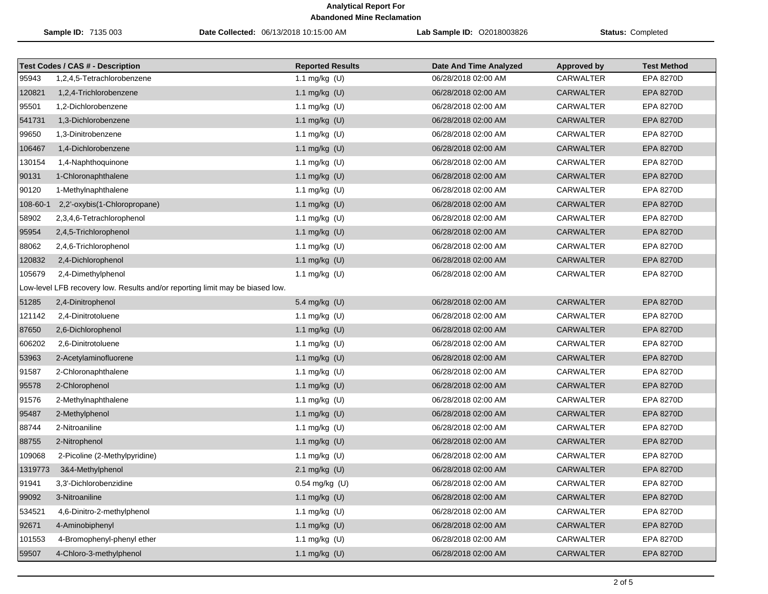**Analytical Report For**
**Abandoned Mine Reclamation**

**Sample ID:** 7135 003 | **Date Collected:** 06/13/2018 10:15:00 AM | **Lab Sample ID:** O2018003826 | **Status:** Completed

| Test Codes / CAS # - Description | | Reported Results | Date And Time Analyzed | Approved by | Test Method |
|---|---|---|---|---|---|
| 95943 | 1,2,4,5-Tetrachlorobenzene | 1.1 mg/kg (U) | 06/28/2018 02:00 AM | CARWALTER | EPA 8270D |
| 120821 | 1,2,4-Trichlorobenzene | 1.1 mg/kg (U) | 06/28/2018 02:00 AM | CARWALTER | EPA 8270D |
| 95501 | 1,2-Dichlorobenzene | 1.1 mg/kg (U) | 06/28/2018 02:00 AM | CARWALTER | EPA 8270D |
| 541731 | 1,3-Dichlorobenzene | 1.1 mg/kg (U) | 06/28/2018 02:00 AM | CARWALTER | EPA 8270D |
| 99650 | 1,3-Dinitrobenzene | 1.1 mg/kg (U) | 06/28/2018 02:00 AM | CARWALTER | EPA 8270D |
| 106467 | 1,4-Dichlorobenzene | 1.1 mg/kg (U) | 06/28/2018 02:00 AM | CARWALTER | EPA 8270D |
| 130154 | 1,4-Naphthoquinone | 1.1 mg/kg (U) | 06/28/2018 02:00 AM | CARWALTER | EPA 8270D |
| 90131 | 1-Chloronaphthalene | 1.1 mg/kg (U) | 06/28/2018 02:00 AM | CARWALTER | EPA 8270D |
| 90120 | 1-Methylnaphthalene | 1.1 mg/kg (U) | 06/28/2018 02:00 AM | CARWALTER | EPA 8270D |
| 108-60-1 | 2,2'-oxybis(1-Chloropropane) | 1.1 mg/kg (U) | 06/28/2018 02:00 AM | CARWALTER | EPA 8270D |
| 58902 | 2,3,4,6-Tetrachlorophenol | 1.1 mg/kg (U) | 06/28/2018 02:00 AM | CARWALTER | EPA 8270D |
| 95954 | 2,4,5-Trichlorophenol | 1.1 mg/kg (U) | 06/28/2018 02:00 AM | CARWALTER | EPA 8270D |
| 88062 | 2,4,6-Trichlorophenol | 1.1 mg/kg (U) | 06/28/2018 02:00 AM | CARWALTER | EPA 8270D |
| 120832 | 2,4-Dichlorophenol | 1.1 mg/kg (U) | 06/28/2018 02:00 AM | CARWALTER | EPA 8270D |
| 105679 | 2,4-Dimethylphenol | 1.1 mg/kg (U) | 06/28/2018 02:00 AM | CARWALTER | EPA 8270D |
| Low-level LFB recovery low. Results and/or reporting limit may be biased low. | | | | | |
| 51285 | 2,4-Dinitrophenol | 5.4 mg/kg (U) | 06/28/2018 02:00 AM | CARWALTER | EPA 8270D |
| 121142 | 2,4-Dinitrotoluene | 1.1 mg/kg (U) | 06/28/2018 02:00 AM | CARWALTER | EPA 8270D |
| 87650 | 2,6-Dichlorophenol | 1.1 mg/kg (U) | 06/28/2018 02:00 AM | CARWALTER | EPA 8270D |
| 606202 | 2,6-Dinitrotoluene | 1.1 mg/kg (U) | 06/28/2018 02:00 AM | CARWALTER | EPA 8270D |
| 53963 | 2-Acetylaminofluorene | 1.1 mg/kg (U) | 06/28/2018 02:00 AM | CARWALTER | EPA 8270D |
| 91587 | 2-Chloronaphthalene | 1.1 mg/kg (U) | 06/28/2018 02:00 AM | CARWALTER | EPA 8270D |
| 95578 | 2-Chlorophenol | 1.1 mg/kg (U) | 06/28/2018 02:00 AM | CARWALTER | EPA 8270D |
| 91576 | 2-Methylnaphthalene | 1.1 mg/kg (U) | 06/28/2018 02:00 AM | CARWALTER | EPA 8270D |
| 95487 | 2-Methylphenol | 1.1 mg/kg (U) | 06/28/2018 02:00 AM | CARWALTER | EPA 8270D |
| 88744 | 2-Nitroaniline | 1.1 mg/kg (U) | 06/28/2018 02:00 AM | CARWALTER | EPA 8270D |
| 88755 | 2-Nitrophenol | 1.1 mg/kg (U) | 06/28/2018 02:00 AM | CARWALTER | EPA 8270D |
| 109068 | 2-Picoline (2-Methylpyridine) | 1.1 mg/kg (U) | 06/28/2018 02:00 AM | CARWALTER | EPA 8270D |
| 1319773 | 3&4-Methylphenol | 2.1 mg/kg (U) | 06/28/2018 02:00 AM | CARWALTER | EPA 8270D |
| 91941 | 3,3'-Dichlorobenzidine | 0.54 mg/kg (U) | 06/28/2018 02:00 AM | CARWALTER | EPA 8270D |
| 99092 | 3-Nitroaniline | 1.1 mg/kg (U) | 06/28/2018 02:00 AM | CARWALTER | EPA 8270D |
| 534521 | 4,6-Dinitro-2-methylphenol | 1.1 mg/kg (U) | 06/28/2018 02:00 AM | CARWALTER | EPA 8270D |
| 92671 | 4-Aminobiphenyl | 1.1 mg/kg (U) | 06/28/2018 02:00 AM | CARWALTER | EPA 8270D |
| 101553 | 4-Bromophenyl-phenyl ether | 1.1 mg/kg (U) | 06/28/2018 02:00 AM | CARWALTER | EPA 8270D |
| 59507 | 4-Chloro-3-methylphenol | 1.1 mg/kg (U) | 06/28/2018 02:00 AM | CARWALTER | EPA 8270D |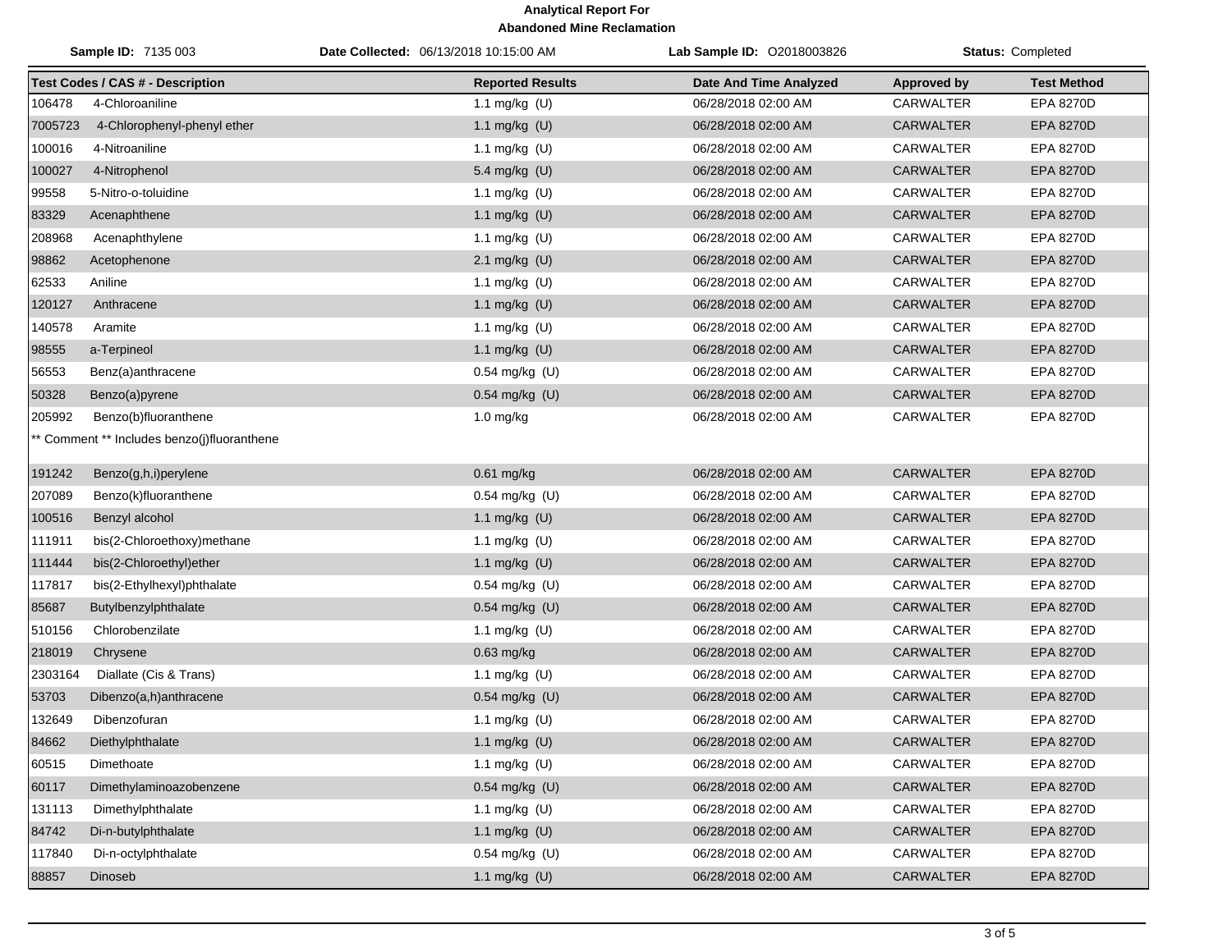**Analytical Report For**
**Abandoned Mine Reclamation**

**Sample ID:** 7135 003 **Date Collected:** 06/13/2018 10:15:00 AM **Lab Sample ID:** O2018003826 **Status:** Completed

| Test Codes / CAS # - Description | | Reported Results | Date And Time Analyzed | Approved by | Test Method |
|---|---|---|---|---|---|
| 106478 | 4-Chloroaniline | 1.1 mg/kg (U) | 06/28/2018 02:00 AM | CARWALTER | EPA 8270D |
| 7005723 | 4-Chlorophenyl-phenyl ether | 1.1 mg/kg (U) | 06/28/2018 02:00 AM | CARWALTER | EPA 8270D |
| 100016 | 4-Nitroaniline | 1.1 mg/kg (U) | 06/28/2018 02:00 AM | CARWALTER | EPA 8270D |
| 100027 | 4-Nitrophenol | 5.4 mg/kg (U) | 06/28/2018 02:00 AM | CARWALTER | EPA 8270D |
| 99558 | 5-Nitro-o-toluidine | 1.1 mg/kg (U) | 06/28/2018 02:00 AM | CARWALTER | EPA 8270D |
| 83329 | Acenaphthene | 1.1 mg/kg (U) | 06/28/2018 02:00 AM | CARWALTER | EPA 8270D |
| 208968 | Acenaphthylene | 1.1 mg/kg (U) | 06/28/2018 02:00 AM | CARWALTER | EPA 8270D |
| 98862 | Acetophenone | 2.1 mg/kg (U) | 06/28/2018 02:00 AM | CARWALTER | EPA 8270D |
| 62533 | Aniline | 1.1 mg/kg (U) | 06/28/2018 02:00 AM | CARWALTER | EPA 8270D |
| 120127 | Anthracene | 1.1 mg/kg (U) | 06/28/2018 02:00 AM | CARWALTER | EPA 8270D |
| 140578 | Aramite | 1.1 mg/kg (U) | 06/28/2018 02:00 AM | CARWALTER | EPA 8270D |
| 98555 | a-Terpineol | 1.1 mg/kg (U) | 06/28/2018 02:00 AM | CARWALTER | EPA 8270D |
| 56553 | Benz(a)anthracene | 0.54 mg/kg (U) | 06/28/2018 02:00 AM | CARWALTER | EPA 8270D |
| 50328 | Benzo(a)pyrene | 0.54 mg/kg (U) | 06/28/2018 02:00 AM | CARWALTER | EPA 8270D |
| 205992 | Benzo(b)fluoranthene | 1.0 mg/kg | 06/28/2018 02:00 AM | CARWALTER | EPA 8270D |
| ** Comment ** Includes benzo(j)fluoranthene | | | | | |
| 191242 | Benzo(g,h,i)perylene | 0.61 mg/kg | 06/28/2018 02:00 AM | CARWALTER | EPA 8270D |
| 207089 | Benzo(k)fluoranthene | 0.54 mg/kg (U) | 06/28/2018 02:00 AM | CARWALTER | EPA 8270D |
| 100516 | Benzyl alcohol | 1.1 mg/kg (U) | 06/28/2018 02:00 AM | CARWALTER | EPA 8270D |
| 111911 | bis(2-Chloroethoxy)methane | 1.1 mg/kg (U) | 06/28/2018 02:00 AM | CARWALTER | EPA 8270D |
| 111444 | bis(2-Chloroethyl)ether | 1.1 mg/kg (U) | 06/28/2018 02:00 AM | CARWALTER | EPA 8270D |
| 117817 | bis(2-Ethylhexyl)phthalate | 0.54 mg/kg (U) | 06/28/2018 02:00 AM | CARWALTER | EPA 8270D |
| 85687 | Butylbenzylphthalate | 0.54 mg/kg (U) | 06/28/2018 02:00 AM | CARWALTER | EPA 8270D |
| 510156 | Chlorobenzilate | 1.1 mg/kg (U) | 06/28/2018 02:00 AM | CARWALTER | EPA 8270D |
| 218019 | Chrysene | 0.63 mg/kg | 06/28/2018 02:00 AM | CARWALTER | EPA 8270D |
| 2303164 | Diallate (Cis & Trans) | 1.1 mg/kg (U) | 06/28/2018 02:00 AM | CARWALTER | EPA 8270D |
| 53703 | Dibenzo(a,h)anthracene | 0.54 mg/kg (U) | 06/28/2018 02:00 AM | CARWALTER | EPA 8270D |
| 132649 | Dibenzofuran | 1.1 mg/kg (U) | 06/28/2018 02:00 AM | CARWALTER | EPA 8270D |
| 84662 | Diethylphthalate | 1.1 mg/kg (U) | 06/28/2018 02:00 AM | CARWALTER | EPA 8270D |
| 60515 | Dimethoate | 1.1 mg/kg (U) | 06/28/2018 02:00 AM | CARWALTER | EPA 8270D |
| 60117 | Dimethylaminoazobenzene | 0.54 mg/kg (U) | 06/28/2018 02:00 AM | CARWALTER | EPA 8270D |
| 131113 | Dimethylphthalate | 1.1 mg/kg (U) | 06/28/2018 02:00 AM | CARWALTER | EPA 8270D |
| 84742 | Di-n-butylphthalate | 1.1 mg/kg (U) | 06/28/2018 02:00 AM | CARWALTER | EPA 8270D |
| 117840 | Di-n-octylphthalate | 0.54 mg/kg (U) | 06/28/2018 02:00 AM | CARWALTER | EPA 8270D |
| 88857 | Dinoseb | 1.1 mg/kg (U) | 06/28/2018 02:00 AM | CARWALTER | EPA 8270D |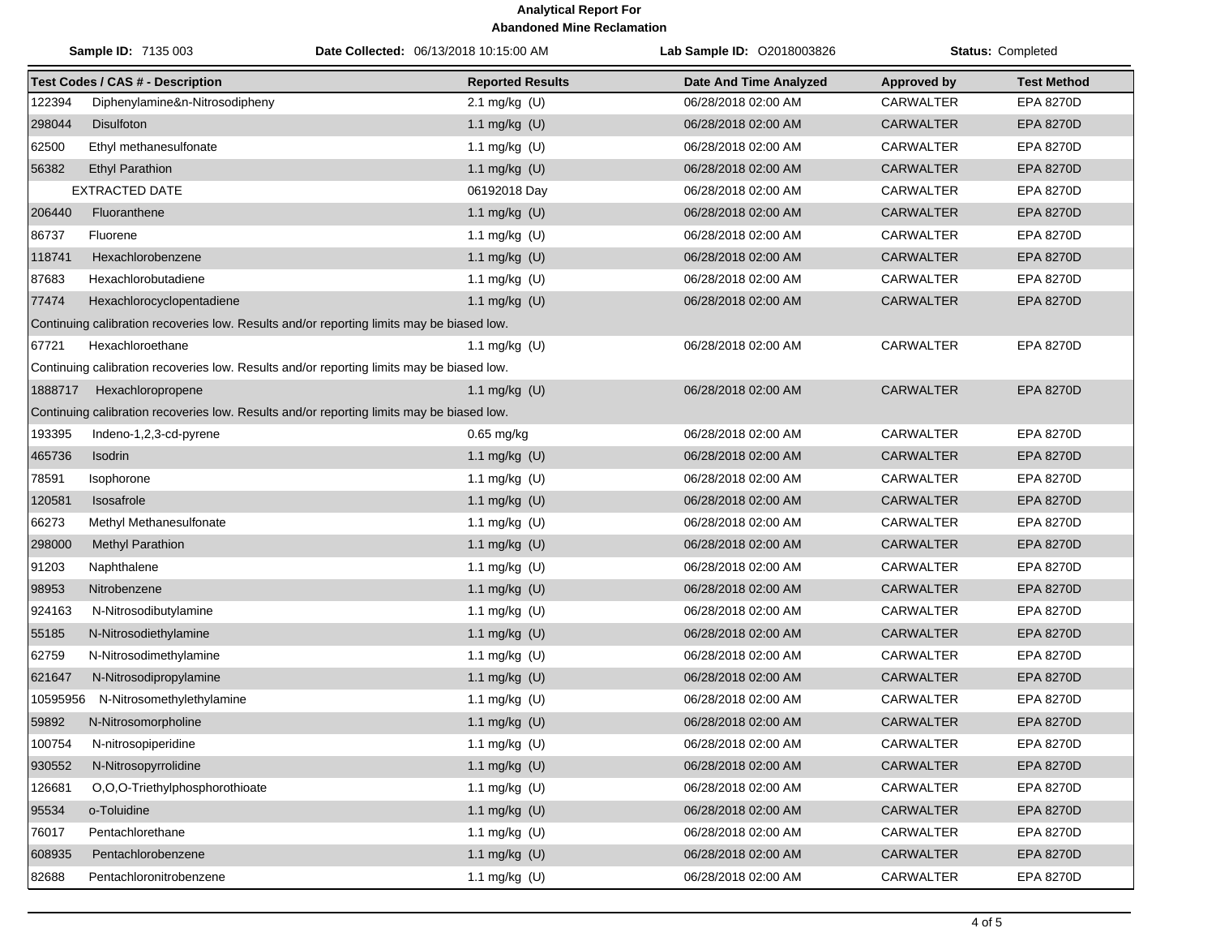# Analytical Report For

## Abandoned Mine Reclamation

**Sample ID:** 7135 003 **Date Collected:** 06/13/2018 10:15:00 AM **Lab Sample ID:** O2018003826 **Status:** Completed

| Test Codes / CAS # - Description | Reported Results | Date And Time Analyzed | Approved by | Test Method |
|---|---|---|---|---|
| 122394 Diphenylamine&n-Nitrosodipheny | 2.1 mg/kg (U) | 06/28/2018 02:00 AM | CARWALTER | EPA 8270D |
| 298044 Disulfoton | 1.1 mg/kg (U) | 06/28/2018 02:00 AM | CARWALTER | EPA 8270D |
| 62500 Ethyl methanesulfonate | 1.1 mg/kg (U) | 06/28/2018 02:00 AM | CARWALTER | EPA 8270D |
| 56382 Ethyl Parathion | 1.1 mg/kg (U) | 06/28/2018 02:00 AM | CARWALTER | EPA 8270D |
| EXTRACTED DATE | 06192018 Day | 06/28/2018 02:00 AM | CARWALTER | EPA 8270D |
| 206440 Fluoranthene | 1.1 mg/kg (U) | 06/28/2018 02:00 AM | CARWALTER | EPA 8270D |
| 86737 Fluorene | 1.1 mg/kg (U) | 06/28/2018 02:00 AM | CARWALTER | EPA 8270D |
| 118741 Hexachlorobenzene | 1.1 mg/kg (U) | 06/28/2018 02:00 AM | CARWALTER | EPA 8270D |
| 87683 Hexachlorobutadiene | 1.1 mg/kg (U) | 06/28/2018 02:00 AM | CARWALTER | EPA 8270D |
| 77474 Hexachlorocyclopentadiene | 1.1 mg/kg (U) | 06/28/2018 02:00 AM | CARWALTER | EPA 8270D |
| Continuing calibration recoveries low. Results and/or reporting limits may be biased low. | | | | |
| 67721 Hexachloroethane | 1.1 mg/kg (U) | 06/28/2018 02:00 AM | CARWALTER | EPA 8270D |
| Continuing calibration recoveries low. Results and/or reporting limits may be biased low. | | | | |
| 1888717 Hexachloropropene | 1.1 mg/kg (U) | 06/28/2018 02:00 AM | CARWALTER | EPA 8270D |
| Continuing calibration recoveries low. Results and/or reporting limits may be biased low. | | | | |
| 193395 Indeno-1,2,3-cd-pyrene | 0.65 mg/kg | 06/28/2018 02:00 AM | CARWALTER | EPA 8270D |
| 465736 Isodrin | 1.1 mg/kg (U) | 06/28/2018 02:00 AM | CARWALTER | EPA 8270D |
| 78591 Isophorone | 1.1 mg/kg (U) | 06/28/2018 02:00 AM | CARWALTER | EPA 8270D |
| 120581 Isosafrole | 1.1 mg/kg (U) | 06/28/2018 02:00 AM | CARWALTER | EPA 8270D |
| 66273 Methyl Methanesulfonate | 1.1 mg/kg (U) | 06/28/2018 02:00 AM | CARWALTER | EPA 8270D |
| 298000 Methyl Parathion | 1.1 mg/kg (U) | 06/28/2018 02:00 AM | CARWALTER | EPA 8270D |
| 91203 Naphthalene | 1.1 mg/kg (U) | 06/28/2018 02:00 AM | CARWALTER | EPA 8270D |
| 98953 Nitrobenzene | 1.1 mg/kg (U) | 06/28/2018 02:00 AM | CARWALTER | EPA 8270D |
| 924163 N-Nitrosodibutylamine | 1.1 mg/kg (U) | 06/28/2018 02:00 AM | CARWALTER | EPA 8270D |
| 55185 N-Nitrosodiethylamine | 1.1 mg/kg (U) | 06/28/2018 02:00 AM | CARWALTER | EPA 8270D |
| 62759 N-Nitrosodimethylamine | 1.1 mg/kg (U) | 06/28/2018 02:00 AM | CARWALTER | EPA 8270D |
| 621647 N-Nitrosodipropylamine | 1.1 mg/kg (U) | 06/28/2018 02:00 AM | CARWALTER | EPA 8270D |
| 10595956 N-Nitrosomethylethylamine | 1.1 mg/kg (U) | 06/28/2018 02:00 AM | CARWALTER | EPA 8270D |
| 59892 N-Nitrosomorpholine | 1.1 mg/kg (U) | 06/28/2018 02:00 AM | CARWALTER | EPA 8270D |
| 100754 N-nitrosopiperidine | 1.1 mg/kg (U) | 06/28/2018 02:00 AM | CARWALTER | EPA 8270D |
| 930552 N-Nitrosopyrrolidine | 1.1 mg/kg (U) | 06/28/2018 02:00 AM | CARWALTER | EPA 8270D |
| 126681 O,O,O-Triethylphosphorothioate | 1.1 mg/kg (U) | 06/28/2018 02:00 AM | CARWALTER | EPA 8270D |
| 95534 o-Toluidine | 1.1 mg/kg (U) | 06/28/2018 02:00 AM | CARWALTER | EPA 8270D |
| 76017 Pentachlorethane | 1.1 mg/kg (U) | 06/28/2018 02:00 AM | CARWALTER | EPA 8270D |
| 608935 Pentachlorobenzene | 1.1 mg/kg (U) | 06/28/2018 02:00 AM | CARWALTER | EPA 8270D |
| 82688 Pentachloronitrobenzene | 1.1 mg/kg (U) | 06/28/2018 02:00 AM | CARWALTER | EPA 8270D |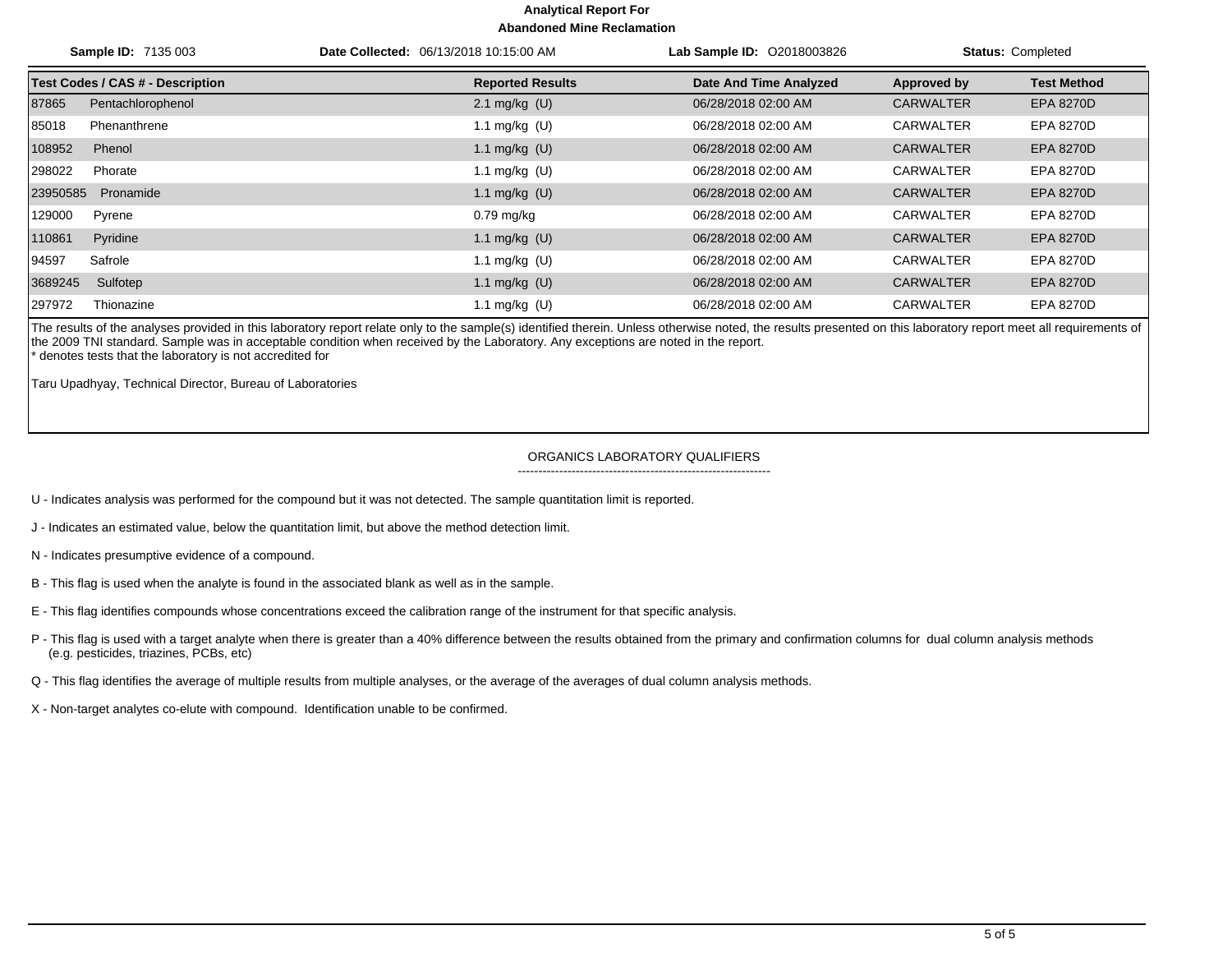## Analytical Report For
## Abandoned Mine Reclamation

**Sample ID:** 7135 003 **Date Collected:** 06/13/2018 10:15:00 AM **Lab Sample ID:** O2018003826 **Status:** Completed

| Test Codes / CAS # - Description | | Reported Results | Date And Time Analyzed | Approved by | Test Method |
|---|---|---|---|---|---|
| 87865 | Pentachlorophenol | 2.1 mg/kg (U) | 06/28/2018 02:00 AM | CARWALTER | EPA 8270D |
| 85018 | Phenanthrene | 1.1 mg/kg (U) | 06/28/2018 02:00 AM | CARWALTER | EPA 8270D |
| 108952 | Phenol | 1.1 mg/kg (U) | 06/28/2018 02:00 AM | CARWALTER | EPA 8270D |
| 298022 | Phorate | 1.1 mg/kg (U) | 06/28/2018 02:00 AM | CARWALTER | EPA 8270D |
| 23950585 | Pronamide | 1.1 mg/kg (U) | 06/28/2018 02:00 AM | CARWALTER | EPA 8270D |
| 129000 | Pyrene | 0.79 mg/kg | 06/28/2018 02:00 AM | CARWALTER | EPA 8270D |
| 110861 | Pyridine | 1.1 mg/kg (U) | 06/28/2018 02:00 AM | CARWALTER | EPA 8270D |
| 94597 | Safrole | 1.1 mg/kg (U) | 06/28/2018 02:00 AM | CARWALTER | EPA 8270D |
| 3689245 | Sulfotep | 1.1 mg/kg (U) | 06/28/2018 02:00 AM | CARWALTER | EPA 8270D |
| 297972 | Thionazine | 1.1 mg/kg (U) | 06/28/2018 02:00 AM | CARWALTER | EPA 8270D |

The results of the analyses provided in this laboratory report relate only to the sample(s) identified therein. Unless otherwise noted, the results presented on this laboratory report meet all requirements of the 2009 TNI standard. Sample was in acceptable condition when received by the Laboratory. Any exceptions are noted in the report.
* denotes tests that the laboratory is not accredited for

Taru Upadhyay, Technical Director, Bureau of Laboratories

ORGANICS LABORATORY QUALIFIERS

U - Indicates analysis was performed for the compound but it was not detected. The sample quantitation limit is reported.

J - Indicates an estimated value, below the quantitation limit, but above the method detection limit.

N - Indicates presumptive evidence of a compound.

B - This flag is used when the analyte is found in the associated blank as well as in the sample.

E - This flag identifies compounds whose concentrations exceed the calibration range of the instrument for that specific analysis.

P - This flag is used with a target analyte when there is greater than a 40% difference between the results obtained from the primary and confirmation columns for dual column analysis methods (e.g. pesticides, triazines, PCBs, etc)

Q - This flag identifies the average of multiple results from multiple analyses, or the average of the averages of dual column analysis methods.

X - Non-target analytes co-elute with compound. Identification unable to be confirmed.